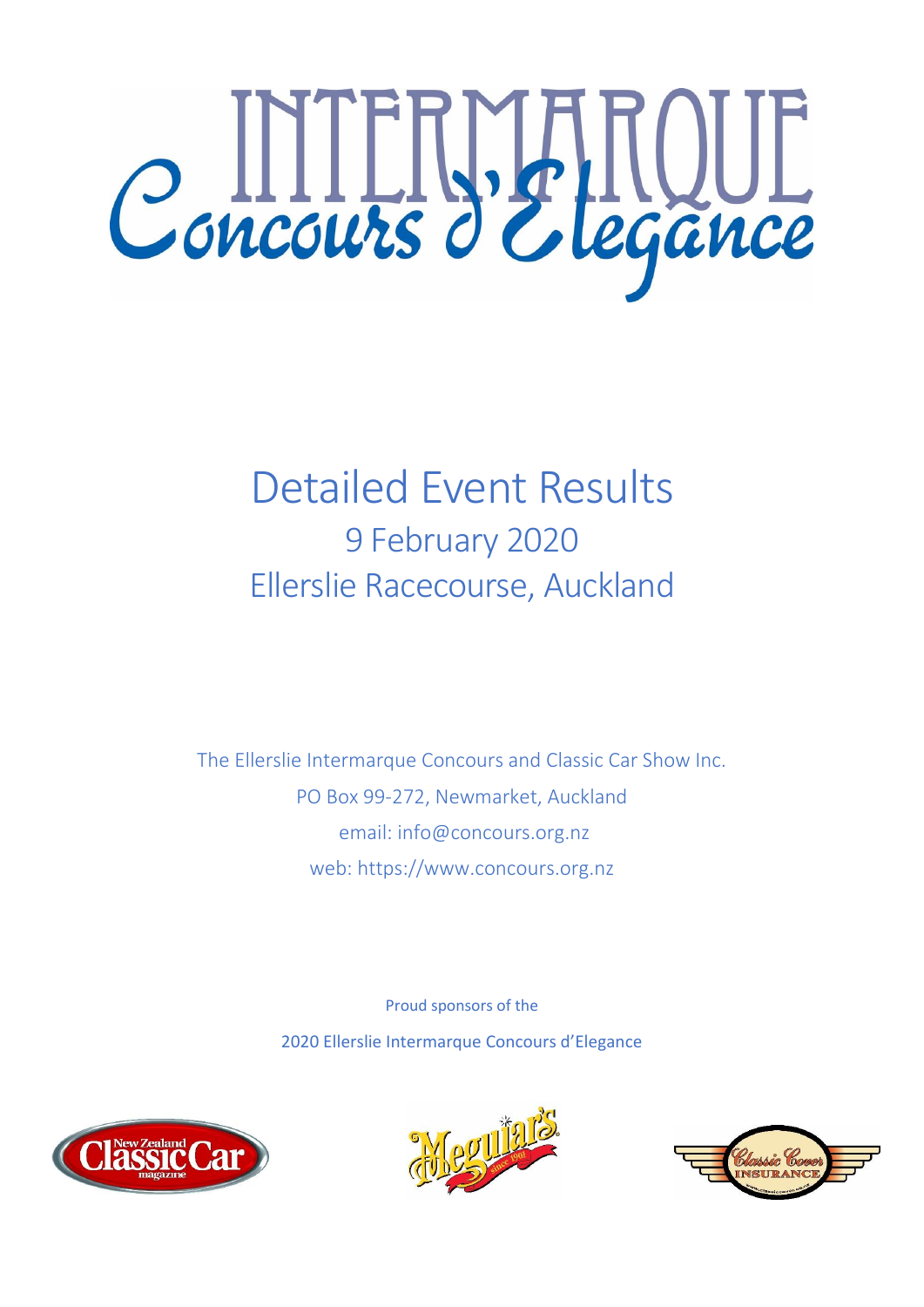# Intermarque Concours d'Elegance

## Detailed Event Results

9 February 2020

Ellerslie Racecourse, Auckland

The Ellerslie Intermarque Concours and Classic Car Show Inc.

PO Box 99-272, Newmarket, Auckland

email: info@concours.org.nz

web: https://www.concours.org.nz

Proud sponsors of the

2020 Ellerslie Intermarque Concours d'Elegance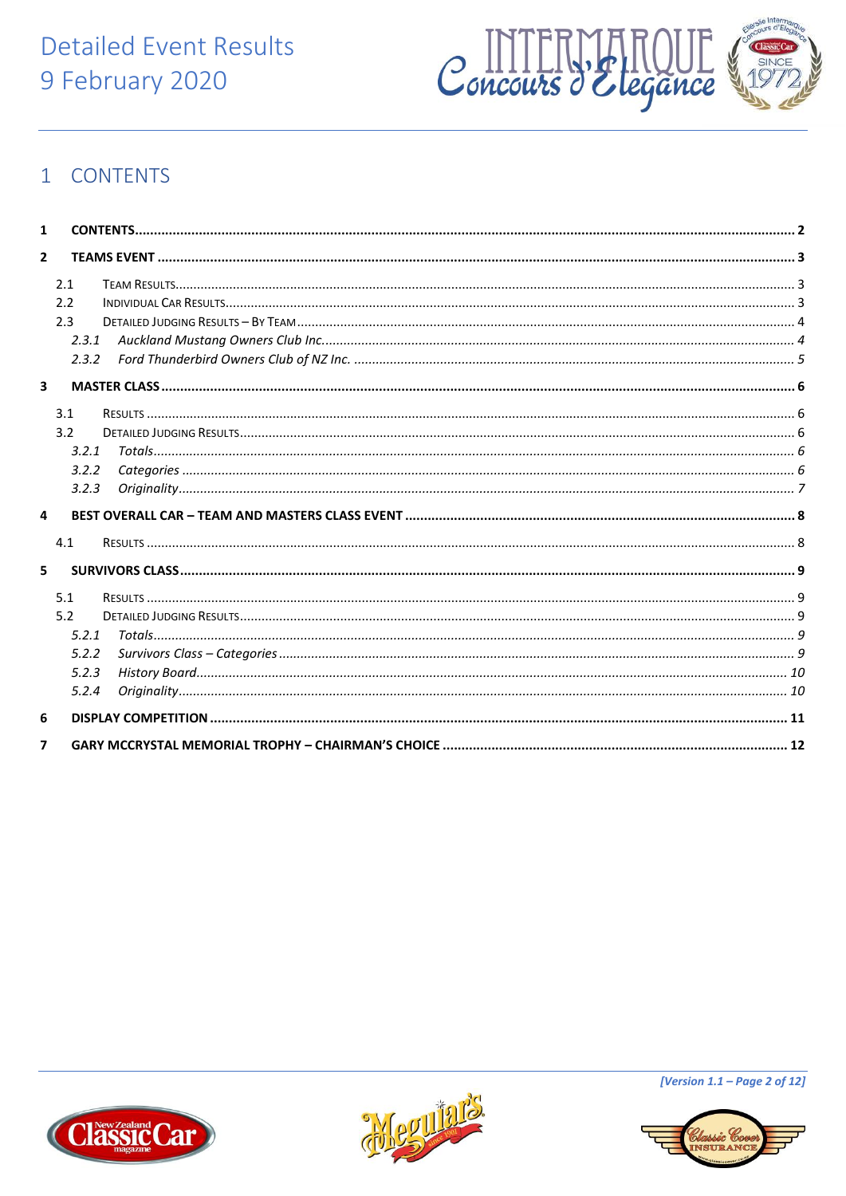# 1 CONTENTS

**1 CONTENTS** ... **2**

**2 TEAMS EVENT** ... **3**

- 2.1 Team Results ... 3
- 2.2 Individual Car Results ... 3
- 2.3 Detailed Judging Results – By Team ... 4
  - *2.3.1 Auckland Mustang Owners Club Inc. ... 4*
  - *2.3.2 Ford Thunderbird Owners Club of NZ Inc. ... 5*

**3 MASTER CLASS** ... **6**

- 3.1 Results ... 6
- 3.2 Detailed Judging Results ... 6
  - *3.2.1 Totals ... 6*
  - *3.2.2 Categories ... 6*
  - *3.2.3 Originality ... 7*

**4 BEST OVERALL CAR – TEAM AND MASTERS CLASS EVENT** ... **8**

- 4.1 Results ... 8

**5 SURVIVORS CLASS** ... **9**

- 5.1 Results ... 9
- 5.2 Detailed Judging Results ... 9
  - *5.2.1 Totals ... 9*
  - *5.2.2 Survivors Class – Categories ... 9*
  - *5.2.3 History Board ... 10*
  - *5.2.4 Originality ... 10*

**6 DISPLAY COMPETITION** ... **11**

**7 GARY MCCRYSTAL MEMORIAL TROPHY – CHAIRMAN'S CHOICE** ... **12**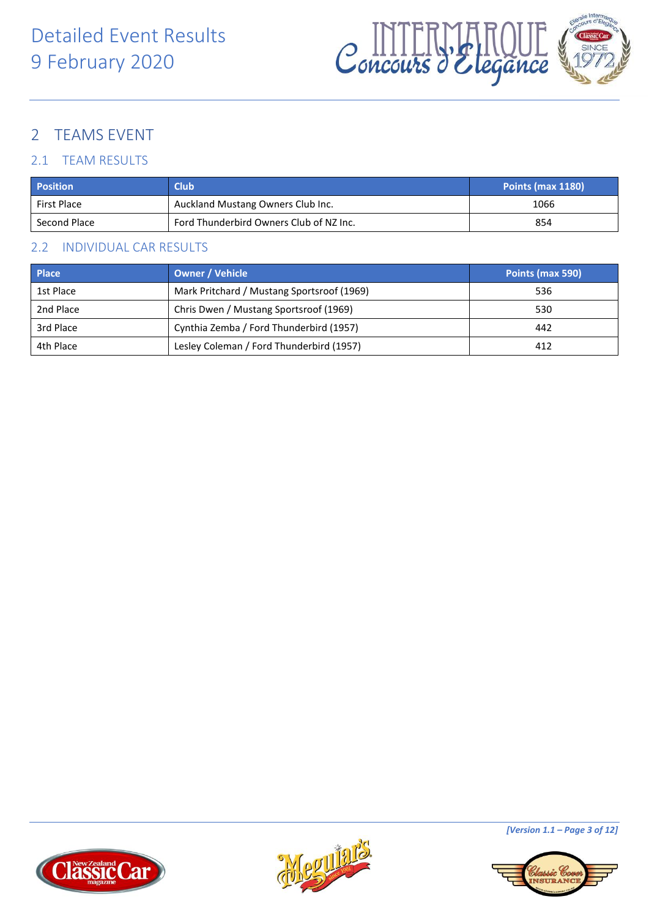## 2 TEAMS EVENT

### 2.1 TEAM RESULTS

| Position | Club | Points (max 1180) |
|---|---|---|
| First Place | Auckland Mustang Owners Club Inc. | 1066 |
| Second Place | Ford Thunderbird Owners Club of NZ Inc. | 854 |

### 2.2 INDIVIDUAL CAR RESULTS

| Place | Owner / Vehicle | Points (max 590) |
|---|---|---|
| 1st Place | Mark Pritchard / Mustang Sportsroof (1969) | 536 |
| 2nd Place | Chris Dwen / Mustang Sportsroof (1969) | 530 |
| 3rd Place | Cynthia Zemba / Ford Thunderbird (1957) | 442 |
| 4th Place | Lesley Coleman / Ford Thunderbird (1957) | 412 |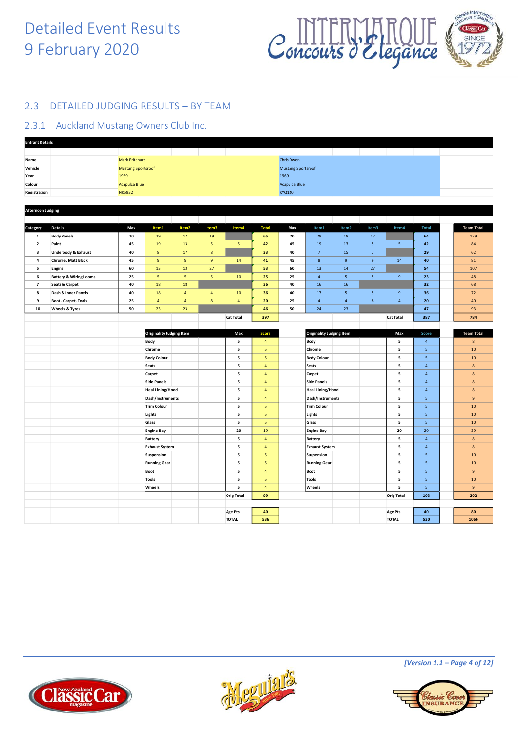# Detailed Event Results
# 9 February 2020

## 2.3 DETAILED JUDGING RESULTS – BY TEAM

### 2.3.1 Auckland Mustang Owners Club Inc.

**Entrant Details**

| | | |
|---|---|---|
| Name | Mark Pritchard | Chris Dwen |
| Vehicle | Mustang Sportsroof | Mustang Sportsroof |
| Year | 1969 | 1969 |
| Colour | Acapulca Blue | Acapulca Blue |
| Registration | NKS932 | KYQ120 |

**Afternoon Judging**

| Category | Details | Max | Item1 | Item2 | Item3 | Item4 | Total | Max | Item1 | Item2 | Item3 | Item4 | Total | Team Total |
|---|---|---|---|---|---|---|---|---|---|---|---|---|---|---|
| 1 | Body Panels | 70 | 29 | 17 | 19 | | 65 | 70 | 29 | 18 | 17 | | 64 | 129 |
| 2 | Paint | 45 | 19 | 13 | 5 | 5 | 42 | 45 | 19 | 13 | 5 | 5 | 42 | 84 |
| 3 | Underbody & Exhaust | 40 | 8 | 17 | 8 | | 33 | 40 | 7 | 15 | 7 | | 29 | 62 |
| 4 | Chrome, Matt Black | 45 | 9 | 9 | 9 | 14 | 41 | 45 | 8 | 9 | 9 | 14 | 40 | 81 |
| 5 | Engine | 60 | 13 | 13 | 27 | | 53 | 60 | 13 | 14 | 27 | | 54 | 107 |
| 6 | Battery & Wiring Looms | 25 | 5 | 5 | 5 | 10 | 25 | 25 | 4 | 5 | 5 | 9 | 23 | 48 |
| 7 | Seats & Carpet | 40 | 18 | 18 | | | 36 | 40 | 16 | 16 | | | 32 | 68 |
| 8 | Dash & Inner Panels | 40 | 18 | 4 | 4 | 10 | 36 | 40 | 17 | 5 | 5 | 9 | 36 | 72 |
| 9 | Boot - Carpet, Tools | 25 | 4 | 4 | 8 | 4 | 20 | 25 | 4 | 4 | 8 | 4 | 20 | 40 |
| 10 | Wheels & Tyres | 50 | 23 | 23 | | | 46 | 50 | 24 | 23 | | | 47 | 93 |
| | | | | | | Cat Total | 397 | | | | | Cat Total | 387 | 784 |

| Originality Judging Item | Max | Score | Originality Judging Item | Max | Score | Team Total |
|---|---|---|---|---|---|---|
| Body | 5 | 4 | Body | 5 | 4 | 8 |
| Chrome | 5 | 5 | Chrome | 5 | 5 | 10 |
| Body Colour | 5 | 5 | Body Colour | 5 | 5 | 10 |
| Seats | 5 | 4 | Seats | 5 | 4 | 8 |
| Carpet | 5 | 4 | Carpet | 5 | 4 | 8 |
| Side Panels | 5 | 4 | Side Panels | 5 | 4 | 8 |
| Heal Lining/Hood | 5 | 4 | Heal Lining/Hood | 5 | 4 | 8 |
| Dash/Instruments | 5 | 4 | Dash/Instruments | 5 | 5 | 9 |
| Trim Colour | 5 | 5 | Trim Colour | 5 | 5 | 10 |
| Lights | 5 | 5 | Lights | 5 | 5 | 10 |
| Glass | 5 | 5 | Glass | 5 | 5 | 10 |
| Engine Bay | 20 | 19 | Engine Bay | 20 | 20 | 39 |
| Battery | 5 | 4 | Battery | 5 | 4 | 8 |
| Exhaust System | 5 | 4 | Exhaust System | 5 | 4 | 8 |
| Suspension | 5 | 5 | Suspension | 5 | 5 | 10 |
| Running Gear | 5 | 5 | Running Gear | 5 | 5 | 10 |
| Boot | 5 | 4 | Boot | 5 | 5 | 9 |
| Tools | 5 | 5 | Tools | 5 | 5 | 10 |
| Wheels | 5 | 4 | Wheels | 5 | 5 | 9 |
| | Orig Total | 99 | | Orig Total | 103 | 202 |
| | Age Pts | 40 | | Age Pts | 40 | 80 |
| | TOTAL | 536 | | TOTAL | 530 | 1066 |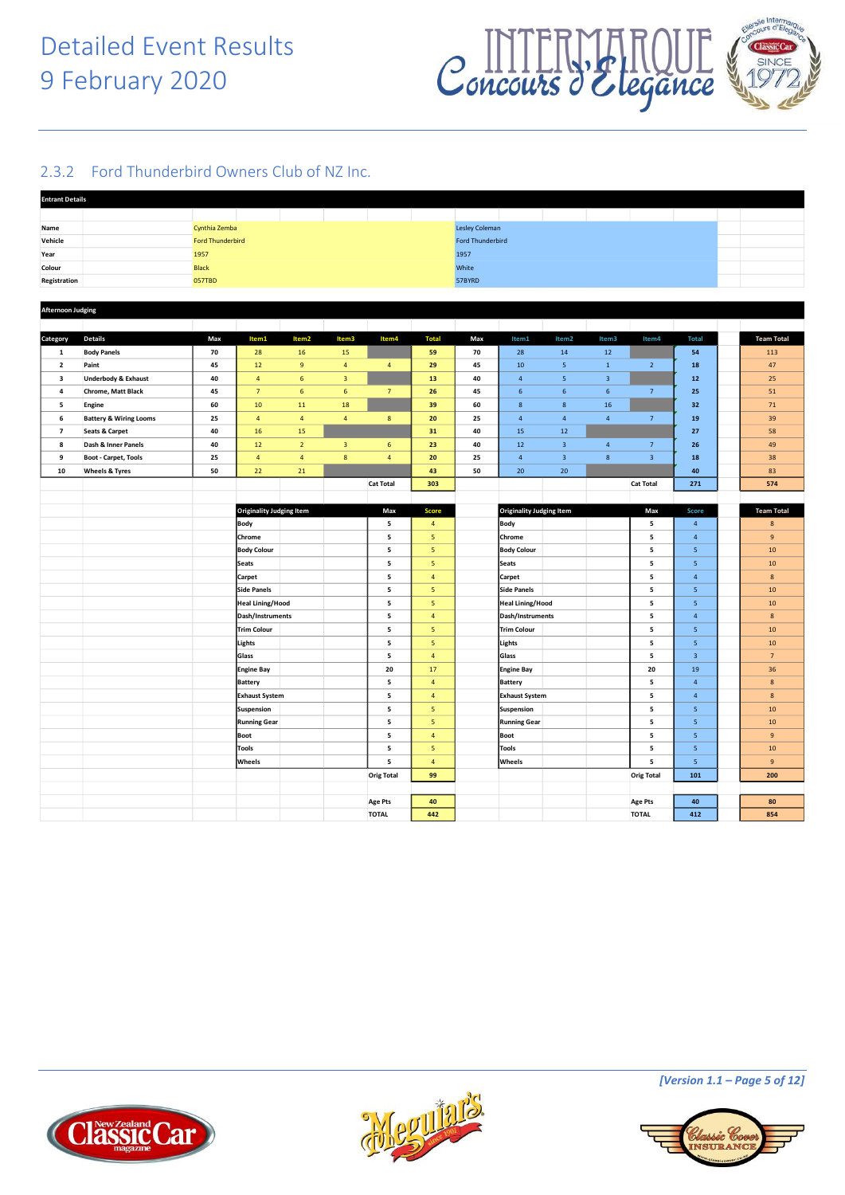# Detailed Event Results
# 9 February 2020

## 2.3.2 Ford Thunderbird Owners Club of NZ Inc.

**Entrant Details**

| | | |
|---|---|---|
| Name | Cynthia Zemba | Lesley Coleman |
| Vehicle | Ford Thunderbird | Ford Thunderbird |
| Year | 1957 | 1957 |
| Colour | Black | White |
| Registration | 057TBD | 57BYRD |

**Afternoon Judging**

| Category | Details | Max | Item1 | Item2 | Item3 | Item4 | Total | Max | Item1 | Item2 | Item3 | Item4 | Total | Team Total |
|---|---|---|---|---|---|---|---|---|---|---|---|---|---|---|
| 1 | Body Panels | 70 | 28 | 16 | 15 | | 59 | 70 | 28 | 14 | 12 | | 54 | 113 |
| 2 | Paint | 45 | 12 | 9 | 4 | 4 | 29 | 45 | 10 | 5 | 1 | 2 | 18 | 47 |
| 3 | Underbody & Exhaust | 40 | 4 | 6 | 3 | | 13 | 40 | 4 | 5 | 3 | | 12 | 25 |
| 4 | Chrome, Matt Black | 45 | 7 | 6 | 6 | 7 | 26 | 45 | 6 | 6 | 6 | 7 | 25 | 51 |
| 5 | Engine | 60 | 10 | 11 | 18 | | 39 | 60 | 8 | 8 | 16 | | 32 | 71 |
| 6 | Battery & Wiring Looms | 25 | 4 | 4 | 4 | 8 | 20 | 25 | 4 | 4 | 4 | 7 | 19 | 39 |
| 7 | Seats & Carpet | 40 | 16 | 15 | | | 31 | 40 | 15 | 12 | | | 27 | 58 |
| 8 | Dash & Inner Panels | 40 | 12 | 2 | 3 | 6 | 23 | 40 | 12 | 3 | 4 | 7 | 26 | 49 |
| 9 | Boot - Carpet, Tools | 25 | 4 | 4 | 8 | 4 | 20 | 25 | 4 | 3 | 8 | 3 | 18 | 38 |
| 10 | Wheels & Tyres | 50 | 22 | 21 | | | 43 | 50 | 20 | 20 | | | 40 | 83 |
| | | | | | | Cat Total | 303 | | | | | Cat Total | 271 | 574 |

| Originality Judging Item | Max | Score | Originality Judging Item | Max | Score | Team Total |
|---|---|---|---|---|---|---|
| Body | 5 | 4 | Body | 5 | 4 | 8 |
| Chrome | 5 | 5 | Chrome | 5 | 4 | 9 |
| Body Colour | 5 | 5 | Body Colour | 5 | 5 | 10 |
| Seats | 5 | 5 | Seats | 5 | 5 | 10 |
| Carpet | 5 | 4 | Carpet | 5 | 4 | 8 |
| Side Panels | 5 | 5 | Side Panels | 5 | 5 | 10 |
| Heal Lining/Hood | 5 | 5 | Heal Lining/Hood | 5 | 5 | 10 |
| Dash/Instruments | 5 | 4 | Dash/Instruments | 5 | 4 | 8 |
| Trim Colour | 5 | 5 | Trim Colour | 5 | 5 | 10 |
| Lights | 5 | 5 | Lights | 5 | 5 | 10 |
| Glass | 5 | 4 | Glass | 5 | 3 | 7 |
| Engine Bay | 20 | 17 | Engine Bay | 20 | 19 | 36 |
| Battery | 5 | 4 | Battery | 5 | 4 | 8 |
| Exhaust System | 5 | 4 | Exhaust System | 5 | 4 | 8 |
| Suspension | 5 | 5 | Suspension | 5 | 5 | 10 |
| Running Gear | 5 | 5 | Running Gear | 5 | 5 | 10 |
| Boot | 5 | 4 | Boot | 5 | 5 | 9 |
| Tools | 5 | 5 | Tools | 5 | 5 | 10 |
| Wheels | 5 | 4 | Wheels | 5 | 5 | 9 |
| | Orig Total | 99 | | Orig Total | 101 | 200 |
| | Age Pts | 40 | | Age Pts | 40 | 80 |
| | TOTAL | 442 | | TOTAL | 412 | 854 |

*[Version 1.1 – Page 5 of 12]*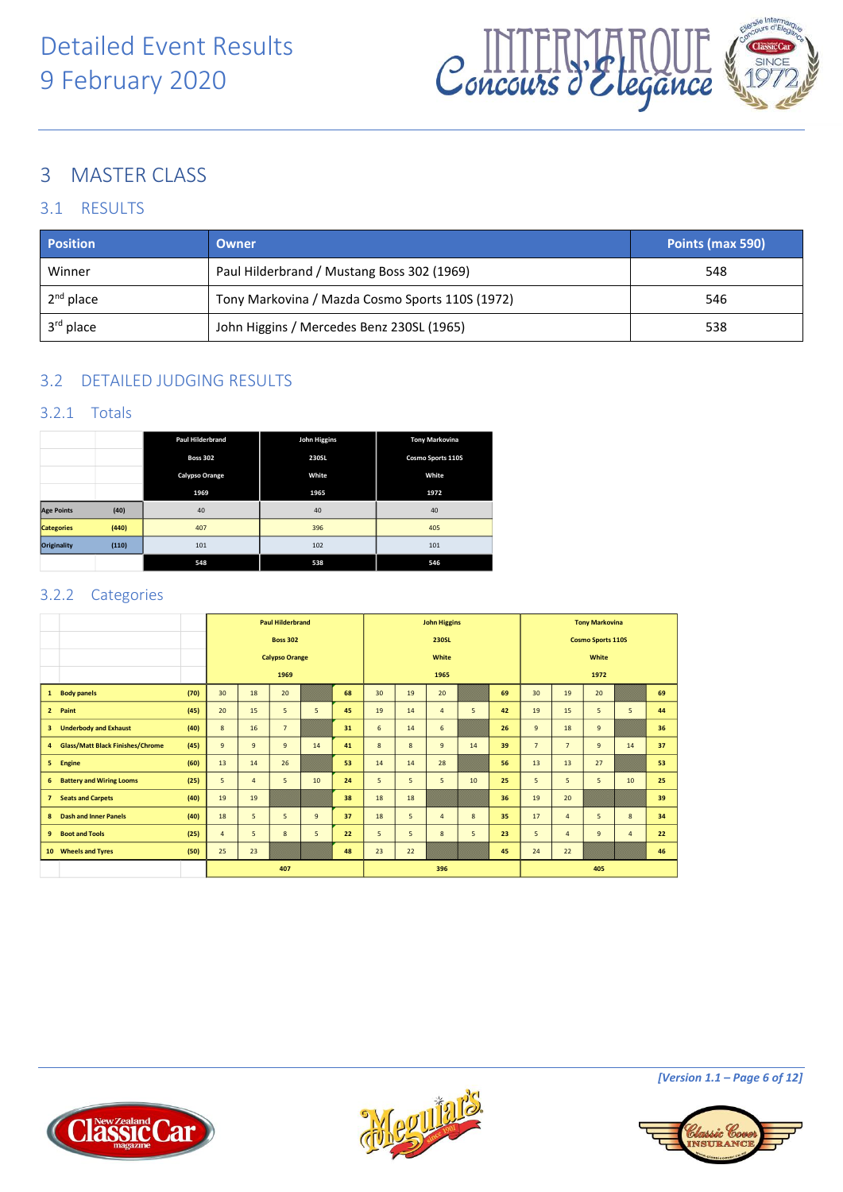Detailed Event Results
9 February 2020

# 3 MASTER CLASS

## 3.1 RESULTS

| Position | Owner | Points (max 590) |
|---|---|---|
| Winner | Paul Hilderbrand / Mustang Boss 302 (1969) | 548 |
| 2nd place | Tony Markovina / Mazda Cosmo Sports 110S (1972) | 546 |
| 3rd place | John Higgins / Mercedes Benz 230SL (1965) | 538 |

## 3.2 DETAILED JUDGING RESULTS

### 3.2.1 Totals

| | | Paul Hilderbrand | John Higgins | Tony Markovina |
|---|---|---|---|---|
| | | Boss 302 | 230SL | Cosmo Sports 110S |
| | | Calypso Orange | White | White |
| | | 1969 | 1965 | 1972 |
| Age Points | (40) | 40 | 40 | 40 |
| Categories | (440) | 407 | 396 | 405 |
| Originality | (110) | 101 | 102 | 101 |
| | | 548 | 538 | 546 |

### 3.2.2 Categories

| | | | Paul Hilderbrand | | | | | John Higgins | | | | | Tony Markovina | | | | |
|---|---|---|---|---|---|---|---|---|---|---|---|---|---|---|---|---|---|
| | | | Boss 302 | | | | | 230SL | | | | | Cosmo Sports 110S | | | | |
| | | | Calypso Orange | | | | | White | | | | | White | | | | |
| | | | 1969 | | | | | 1965 | | | | | 1972 | | | | |
| 1 | Body panels | (70) | 30 | 18 | 20 | | 68 | 30 | 19 | 20 | | 69 | 30 | 19 | 20 | | 69 |
| 2 | Paint | (45) | 20 | 15 | 5 | 5 | 45 | 19 | 14 | 4 | 5 | 42 | 19 | 15 | 5 | 5 | 44 |
| 3 | Underbody and Exhaust | (40) | 8 | 16 | 7 | | 31 | 6 | 14 | 6 | | 26 | 9 | 18 | 9 | | 36 |
| 4 | Glass/Matt Black Finishes/Chrome | (45) | 9 | 9 | 9 | 14 | 41 | 8 | 8 | 9 | 14 | 39 | 7 | 7 | 9 | 14 | 37 |
| 5 | Engine | (60) | 13 | 14 | 26 | | 53 | 14 | 14 | 28 | | 56 | 13 | 13 | 27 | | 53 |
| 6 | Battery and Wiring Looms | (25) | 5 | 4 | 5 | 10 | 24 | 5 | 5 | 5 | 10 | 25 | 5 | 5 | 5 | 10 | 25 |
| 7 | Seats and Carpets | (40) | 19 | 19 | | | 38 | 18 | 18 | | | 36 | 19 | 20 | | | 39 |
| 8 | Dash and Inner Panels | (40) | 18 | 5 | 5 | 9 | 37 | 18 | 5 | 4 | 8 | 35 | 17 | 4 | 5 | 8 | 34 |
| 9 | Boot and Tools | (25) | 4 | 5 | 8 | 5 | 22 | 5 | 5 | 8 | 5 | 23 | 5 | 4 | 9 | 4 | 22 |
| 10 | Wheels and Tyres | (50) | 25 | 23 | | | 48 | 23 | 22 | | | 45 | 24 | 22 | | | 46 |
| | | | 407 | | | | | 396 | | | | | 405 | | | | |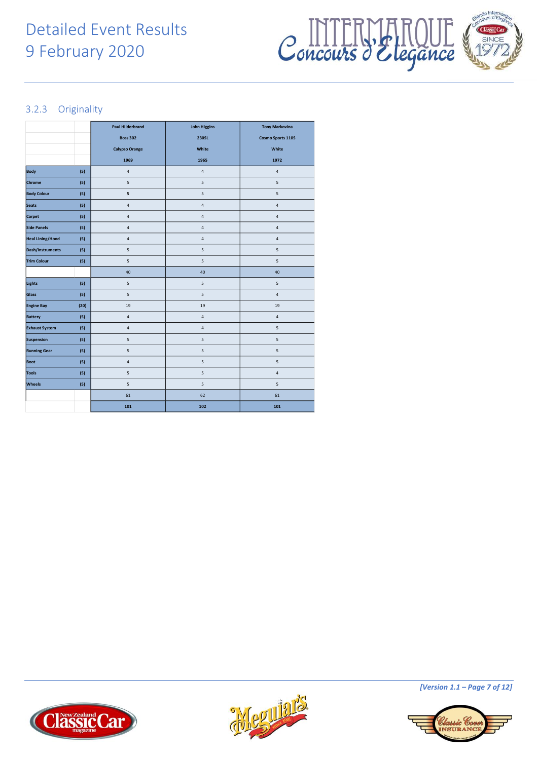### 3.2.3 Originality

| | | Paul Hilderbrand | John Higgins | Tony Markovina |
|---|---|---|---|---|
| | | Boss 302 | 230SL | Cosmo Sports 110S |
| | | Calypso Orange | White | White |
| | | 1969 | 1965 | 1972 |
| Body | (5) | 4 | 4 | 4 |
| Chrome | (5) | 5 | 5 | 5 |
| Body Colour | (5) | 5 | 5 | 5 |
| Seats | (5) | 4 | 4 | 4 |
| Carpet | (5) | 4 | 4 | 4 |
| Side Panels | (5) | 4 | 4 | 4 |
| Heal Lining/Hood | (5) | 4 | 4 | 4 |
| Dash/Instruments | (5) | 5 | 5 | 5 |
| Trim Colour | (5) | 5 | 5 | 5 |
| | | 40 | 40 | 40 |
| Lights | (5) | 5 | 5 | 5 |
| Glass | (5) | 5 | 5 | 4 |
| Engine Bay | (20) | 19 | 19 | 19 |
| Battery | (5) | 4 | 4 | 4 |
| Exhaust System | (5) | 4 | 4 | 5 |
| Suspension | (5) | 5 | 5 | 5 |
| Running Gear | (5) | 5 | 5 | 5 |
| Boot | (5) | 4 | 5 | 5 |
| Tools | (5) | 5 | 5 | 4 |
| Wheels | (5) | 5 | 5 | 5 |
| | | 61 | 62 | 61 |
| | | 101 | 102 | 101 |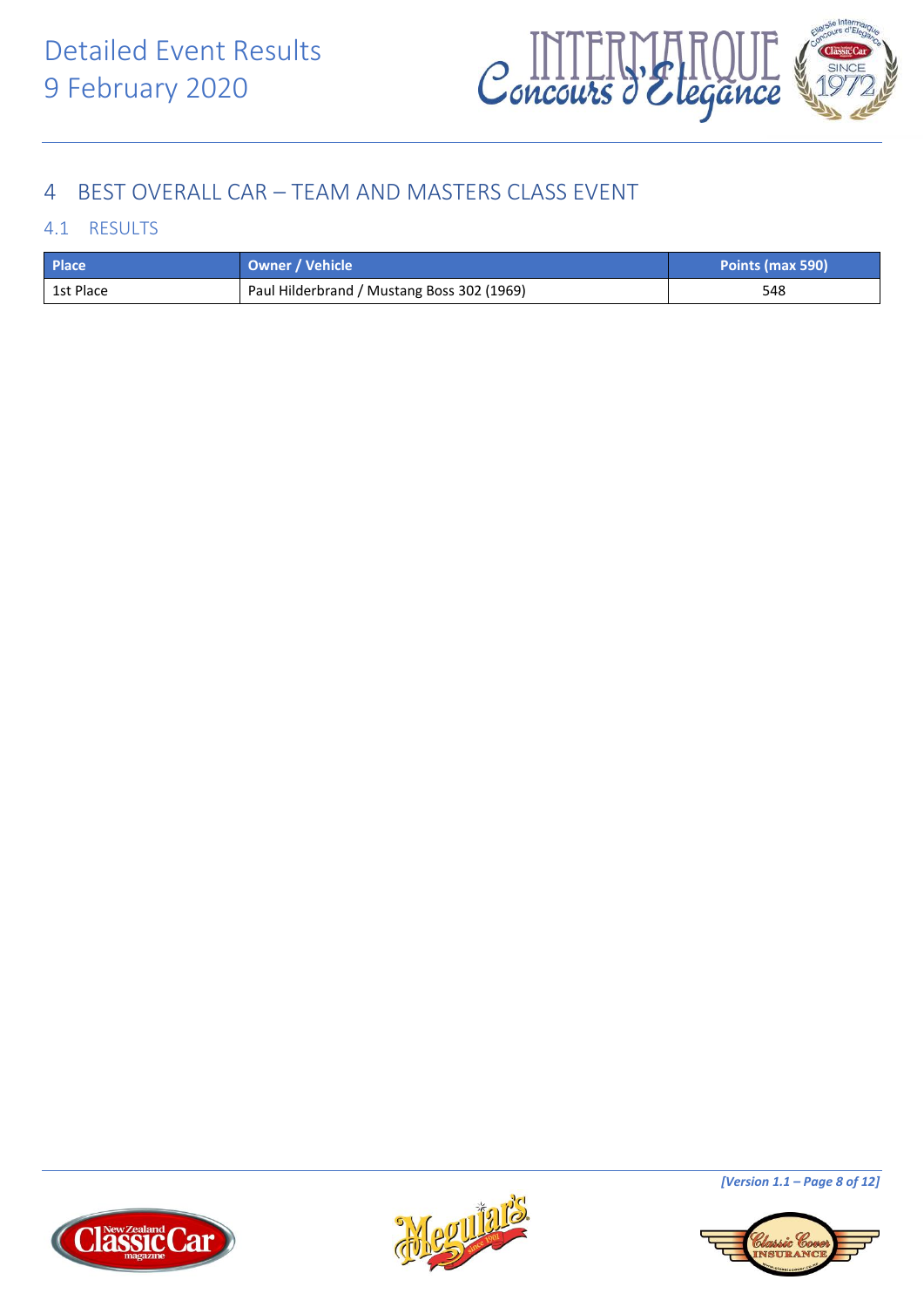## 4 BEST OVERALL CAR – TEAM AND MASTERS CLASS EVENT

### 4.1 RESULTS

| Place | Owner / Vehicle | Points (max 590) |
|---|---|---|
| 1st Place | Paul Hilderbrand / Mustang Boss 302 (1969) | 548 |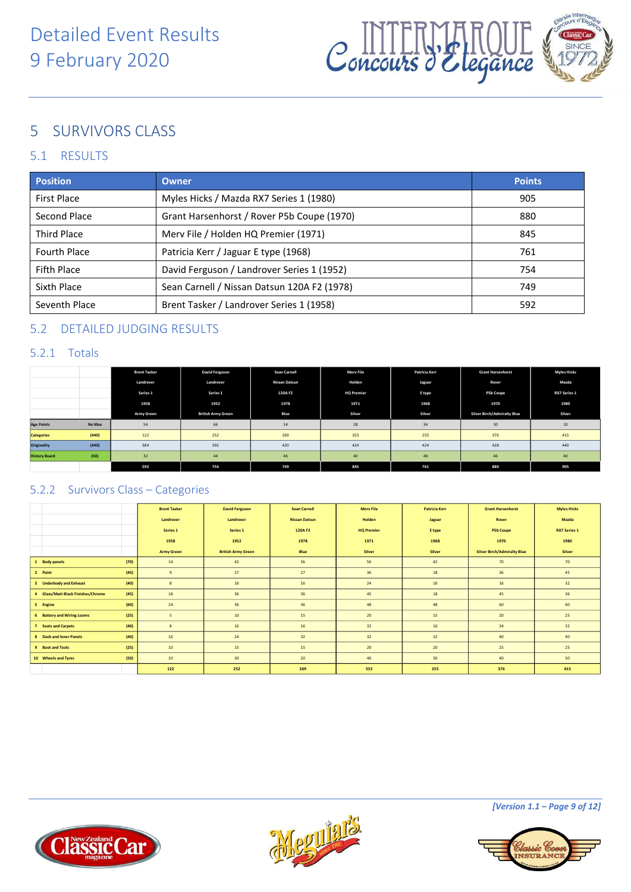# Detailed Event Results
# 9 February 2020

## 5 SURVIVORS CLASS

### 5.1 RESULTS

| Position | Owner | Points |
|---|---|---|
| First Place | Myles Hicks / Mazda RX7 Series 1 (1980) | 905 |
| Second Place | Grant Harsenhorst / Rover P5b Coupe (1970) | 880 |
| Third Place | Merv File / Holden HQ Premier (1971) | 845 |
| Fourth Place | Patricia Kerr / Jaguar E type (1968) | 761 |
| Fifth Place | David Ferguson / Landrover Series 1 (1952) | 754 |
| Sixth Place | Sean Carnell / Nissan Datsun 120A F2 (1978) | 749 |
| Seventh Place | Brent Tasker / Landrover Series 1 (1958) | 592 |

### 5.2 DETAILED JUDGING RESULTS

#### 5.2.1 Totals

| | | Brent Tasker | David Ferguson | Sean Carnell | Merv File | Patricia Kerr | Grant Harsenhorst | Myles Hicks |
|---|---|---|---|---|---|---|---|---|
| | | Landrover | Landrover | Nissan Datsun | Holden | Jaguar | Rover | Mazda |
| | | Series 1 | Series 1 | 120A F2 | HQ Premier | E type | P5b Coupe | RX7 Series 1 |
| | | 1958 | 1952 | 1978 | 1971 | 1968 | 1970 | 1980 |
| | | Army Green | British Army Green | Blue | Silver | Silver | Silver Birch/Admiralty Blue | Silver |
| Age Points | No Max | 54 | 66 | 14 | 28 | 34 | 30 | 10 |
| Categories | (440) | 122 | 252 | 269 | 353 | 255 | 376 | 415 |
| Originality | (440) | 384 | 392 | 420 | 424 | 424 | 428 | 440 |
| History Board | (50) | 32 | 44 | 46 | 40 | 48 | 46 | 40 |
| | | 592 | 754 | 749 | 845 | 761 | 880 | 905 |

#### 5.2.2 Survivors Class – Categories

| | | | Brent Tasker | David Ferguson | Sean Carnell | Merv File | Patricia Kerr | Grant Harsenhorst | Myles Hicks |
|---|---|---|---|---|---|---|---|---|---|
| | | | Landrover | Landrover | Nissan Datsun | Holden | Jaguar | Rover | Mazda |
| | | | Series 1 | Series 1 | 120A F2 | HQ Premier | E type | P5b Coupe | RX7 Series 1 |
| | | | 1958 | 1952 | 1978 | 1971 | 1968 | 1970 | 1980 |
| | | | Army Green | British Army Green | Blue | Silver | Silver | Silver Birch/Admiralty Blue | Silver |
| 1 | Body panels | (70) | 14 | 42 | 56 | 56 | 42 | 70 | 70 |
| 2 | Paint | (45) | 9 | 27 | 27 | 36 | 18 | 36 | 45 |
| 3 | Underbody and Exhaust | (40) | 8 | 16 | 16 | 24 | 16 | 16 | 32 |
| 4 | Glass/Matt Black Finishes/Chrome | (45) | 18 | 36 | 36 | 45 | 18 | 45 | 36 |
| 5 | Engine | (60) | 24 | 36 | 36 | 48 | 48 | 60 | 60 |
| 6 | Battery and Wiring Looms | (25) | 5 | 10 | 15 | 20 | 15 | 20 | 25 |
| 7 | Seats and Carpets | (40) | 8 | 16 | 16 | 32 | 16 | 24 | 32 |
| 8 | Dash and Inner Panels | (40) | 16 | 24 | 32 | 32 | 32 | 40 | 40 |
| 9 | Boot and Tools | (25) | 10 | 15 | 15 | 20 | 20 | 25 | 25 |
| 10 | Wheels and Tyres | (50) | 10 | 30 | 20 | 40 | 30 | 40 | 50 |
| | | | 122 | 252 | 269 | 353 | 255 | 376 | 415 |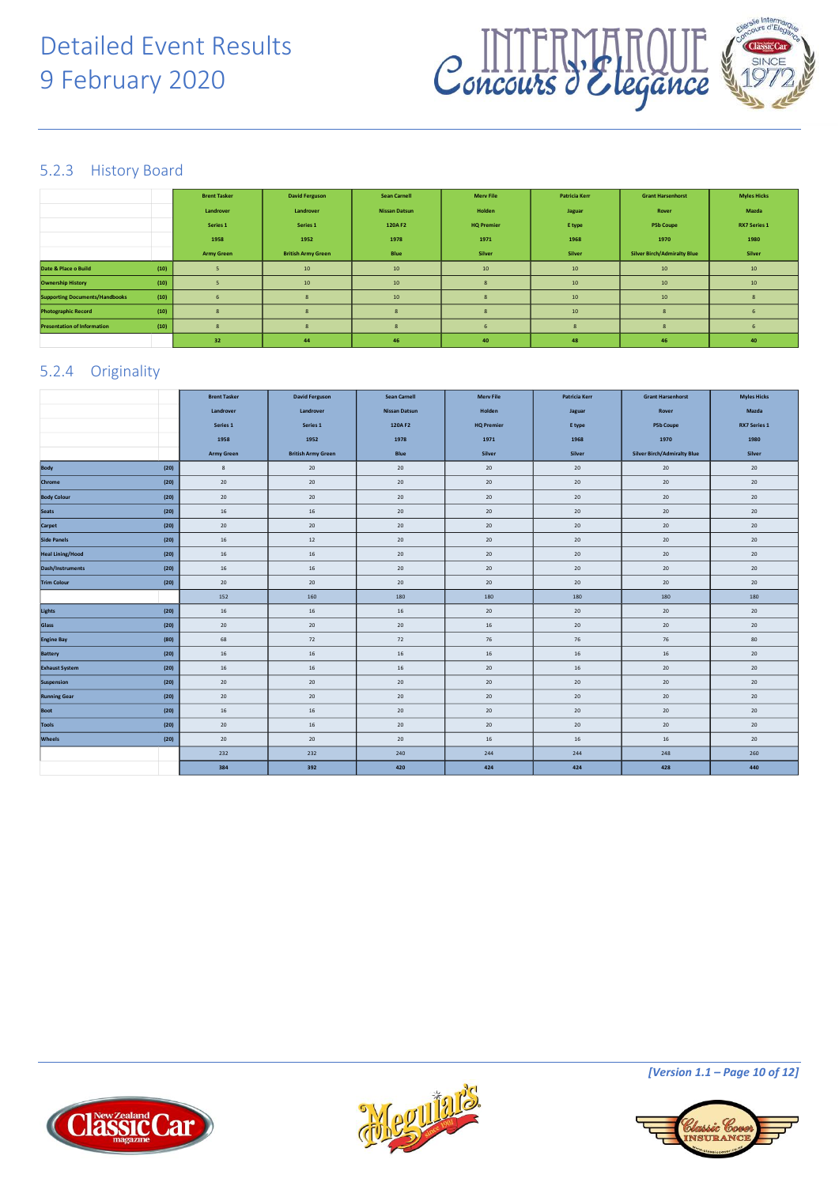# Detailed Event Results
# 9 February 2020

## 5.2.3 History Board

| | | Brent Tasker | David Ferguson | Sean Carnell | Merv File | Patricia Kerr | Grant Harsenhorst | Myles Hicks |
|---|---|---|---|---|---|---|---|---|
| | | Landrover | Landrover | Nissan Datsun | Holden | Jaguar | Rover | Mazda |
| | | Series 1 | Series 1 | 120A F2 | HQ Premier | E type | P5b Coupe | RX7 Series 1 |
| | | 1958 | 1952 | 1978 | 1971 | 1968 | 1970 | 1980 |
| | | Army Green | British Army Green | Blue | Silver | Silver | Silver Birch/Admiralty Blue | Silver |
| Date & Place o Build | (10) | 5 | 10 | 10 | 10 | 10 | 10 | 10 |
| Ownership History | (10) | 5 | 10 | 10 | 8 | 10 | 10 | 10 |
| Supporting Documents/Handbooks | (10) | 6 | 8 | 10 | 8 | 10 | 10 | 8 |
| Photographic Record | (10) | 8 | 8 | 8 | 8 | 10 | 8 | 6 |
| Presentation of Information | (10) | 8 | 8 | 8 | 6 | 8 | 8 | 6 |
| | | 32 | 44 | 46 | 40 | 48 | 46 | 40 |

## 5.2.4 Originality

| | | Brent Tasker | David Ferguson | Sean Carnell | Merv File | Patricia Kerr | Grant Harsenhorst | Myles Hicks |
|---|---|---|---|---|---|---|---|---|
| | | Landrover | Landrover | Nissan Datsun | Holden | Jaguar | Rover | Mazda |
| | | Series 1 | Series 1 | 120A F2 | HQ Premier | E type | P5b Coupe | RX7 Series 1 |
| | | 1958 | 1952 | 1978 | 1971 | 1968 | 1970 | 1980 |
| | | Army Green | British Army Green | Blue | Silver | Silver | Silver Birch/Admiralty Blue | Silver |
| Body | (20) | 8 | 20 | 20 | 20 | 20 | 20 | 20 |
| Chrome | (20) | 20 | 20 | 20 | 20 | 20 | 20 | 20 |
| Body Colour | (20) | 20 | 20 | 20 | 20 | 20 | 20 | 20 |
| Seats | (20) | 16 | 16 | 20 | 20 | 20 | 20 | 20 |
| Carpet | (20) | 20 | 20 | 20 | 20 | 20 | 20 | 20 |
| Side Panels | (20) | 16 | 12 | 20 | 20 | 20 | 20 | 20 |
| Head Lining/Hood | (20) | 16 | 16 | 20 | 20 | 20 | 20 | 20 |
| Dash/Instruments | (20) | 16 | 16 | 20 | 20 | 20 | 20 | 20 |
| Trim Colour | (20) | 20 | 20 | 20 | 20 | 20 | 20 | 20 |
| | | 152 | 160 | 180 | 180 | 180 | 180 | 180 |
| Lights | (20) | 16 | 16 | 16 | 20 | 20 | 20 | 20 |
| Glass | (20) | 20 | 20 | 20 | 16 | 20 | 20 | 20 |
| Engine Bay | (80) | 68 | 72 | 72 | 76 | 76 | 76 | 80 |
| Battery | (20) | 16 | 16 | 16 | 16 | 16 | 16 | 20 |
| Exhaust System | (20) | 16 | 16 | 16 | 20 | 16 | 20 | 20 |
| Suspension | (20) | 20 | 20 | 20 | 20 | 20 | 20 | 20 |
| Running Gear | (20) | 20 | 20 | 20 | 20 | 20 | 20 | 20 |
| Boot | (20) | 16 | 16 | 20 | 20 | 20 | 20 | 20 |
| Tools | (20) | 20 | 16 | 20 | 20 | 20 | 20 | 20 |
| Wheels | (20) | 20 | 20 | 20 | 16 | 16 | 16 | 20 |
| | | 232 | 232 | 240 | 244 | 244 | 248 | 260 |
| | | 384 | 392 | 420 | 424 | 424 | 428 | 440 |

*[Version 1.1 – Page 10 of 12]*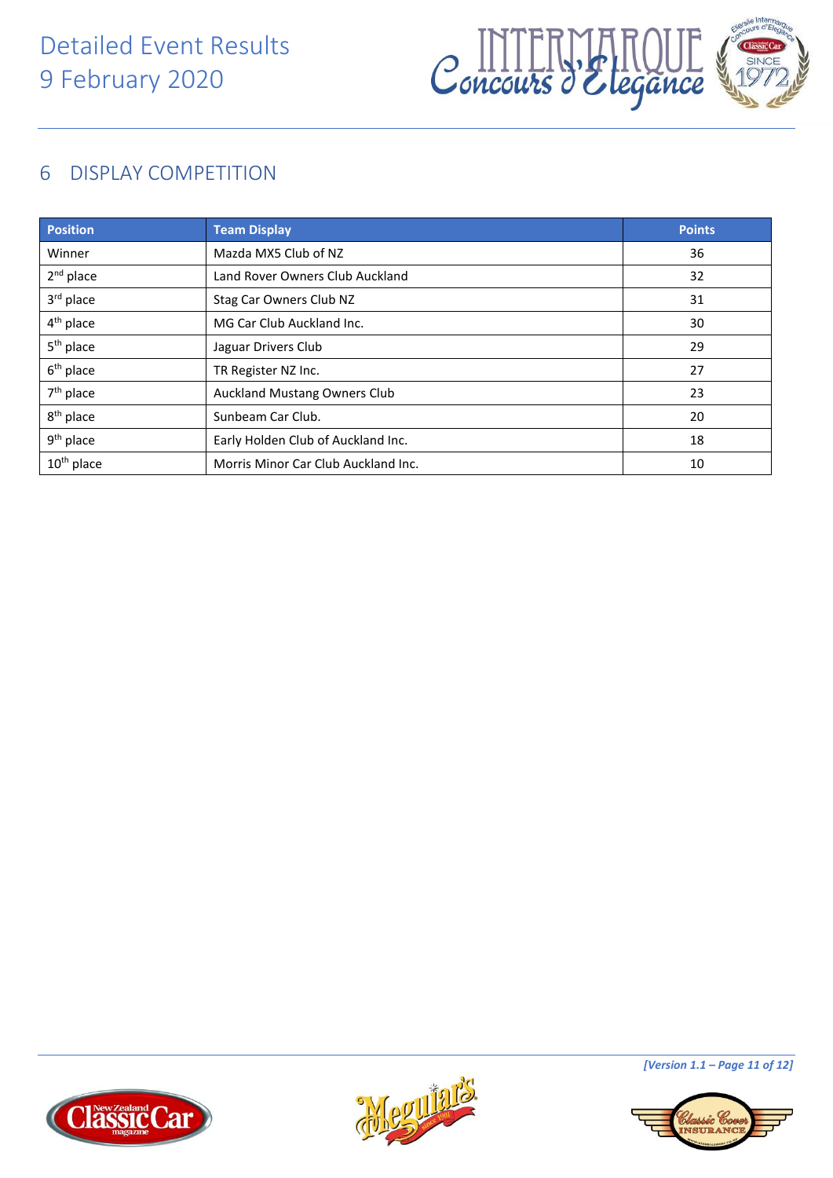## 6 DISPLAY COMPETITION

| Position | Team Display | Points |
|---|---|---|
| Winner | Mazda MX5 Club of NZ | 36 |
| 2nd place | Land Rover Owners Club Auckland | 32 |
| 3rd place | Stag Car Owners Club NZ | 31 |
| 4th place | MG Car Club Auckland Inc. | 30 |
| 5th place | Jaguar Drivers Club | 29 |
| 6th place | TR Register NZ Inc. | 27 |
| 7th place | Auckland Mustang Owners Club | 23 |
| 8th place | Sunbeam Car Club. | 20 |
| 9th place | Early Holden Club of Auckland Inc. | 18 |
| 10th place | Morris Minor Car Club Auckland Inc. | 10 |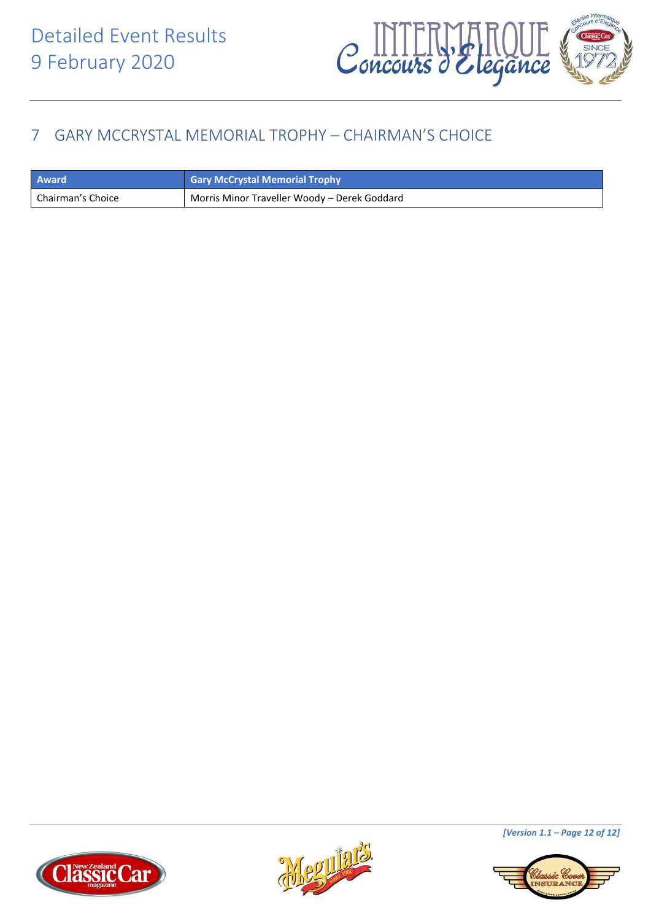## 7 GARY MCCRYSTAL MEMORIAL TROPHY – CHAIRMAN'S CHOICE

| Award | Gary McCrystal Memorial Trophy |
|---|---|
| Chairman's Choice | Morris Minor Traveller Woody – Derek Goddard |